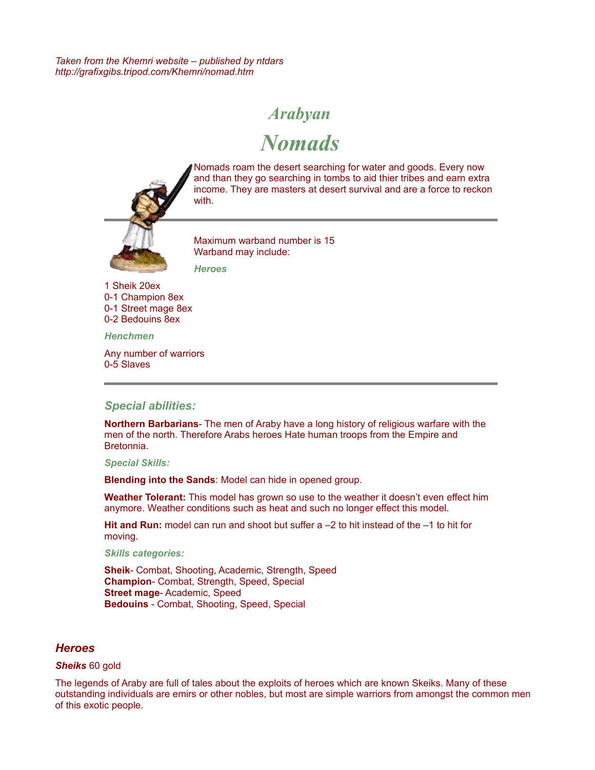*Taken from the Khemri website – published by ntdars*
*http://grafixgibs.tripod.com/Khemri/nomad.htm*

# *Arabyan*

# *Nomads*

Nomads roam the desert searching for water and goods. Every now and than they go searching in tombs to aid thier tribes and earn extra income. They are masters at desert survival and are a force to reckon with.

---

Maximum warband number is 15
Warband may include:

### *Heroes*

1 Sheik 20ex
0-1 Champion 8ex
0-1 Street mage 8ex
0-2 Bedouins 8ex

### *Henchmen*

Any number of warriors
0-5 Slaves

---

## *Special abilities:*

**Northern Barbarians**- The men of Araby have a long history of religious warfare with the men of the north. Therefore Arabs heroes Hate human troops from the Empire and Bretonnia.

### *Special Skills:*

**Blending into the Sands**: Model can hide in opened group.

**Weather Tolerant:** This model has grown so use to the weather it doesn't even effect him anymore. Weather conditions such as heat and such no longer effect this model.

**Hit and Run:** model can run and shoot but suffer a –2 to hit instead of the –1 to hit for moving.

### *Skills categories:*

**Sheik**- Combat, Shooting, Academic, Strength, Speed
**Champion**- Combat, Strength, Speed, Special
**Street mage**- Academic, Speed
**Bedouins** - Combat, Shooting, Speed, Special

## *Heroes*

***Sheiks*** 60 gold

The legends of Araby are full of tales about the exploits of heroes which are known Skeiks. Many of these outstanding individuals are emirs or other nobles, but most are simple warriors from amongst the common men of this exotic people.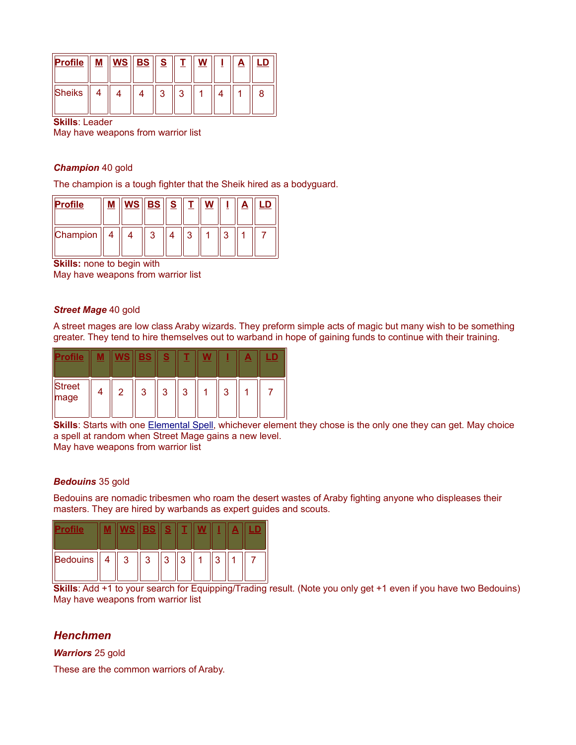| Profile | M | WS | BS | S | T | W | I | A | LD |
| --- | --- | --- | --- | --- | --- | --- | --- | --- | --- |
| Sheiks | 4 | 4 | 4 | 3 | 3 | 1 | 4 | 1 | 8 |

**Skills**: Leader
May have weapons from warrior list

***Champion*** 40 gold

The champion is a tough fighter that the Sheik hired as a bodyguard.

| Profile | M | WS | BS | S | T | W | I | A | LD |
| --- | --- | --- | --- | --- | --- | --- | --- | --- | --- |
| Champion | 4 | 4 | 3 | 4 | 3 | 1 | 3 | 1 | 7 |

**Skills:** none to begin with
May have weapons from warrior list

***Street Mage*** 40 gold

A street mages are low class Araby wizards. They preform simple acts of magic but many wish to be something greater. They tend to hire themselves out to warband in hope of gaining funds to continue with their training.

| Profile | M | WS | BS | S | T | W | I | A | LD |
| --- | --- | --- | --- | --- | --- | --- | --- | --- | --- |
| Street mage | 4 | 2 | 3 | 3 | 3 | 1 | 3 | 1 | 7 |

**Skills**: Starts with one Elemental Spell, whichever element they chose is the only one they can get. May choice a spell at random when Street Mage gains a new level.
May have weapons from warrior list

***Bedouins*** 35 gold

Bedouins are nomadic tribesmen who roam the desert wastes of Araby fighting anyone who displeases their masters. They are hired by warbands as expert guides and scouts.

| Profile | M | WS | BS | S | T | W | I | A | LD |
| --- | --- | --- | --- | --- | --- | --- | --- | --- | --- |
| Bedouins | 4 | 3 | 3 | 3 | 3 | 1 | 3 | 1 | 7 |

**Skills**: Add +1 to your search for Equipping/Trading result. (Note you only get +1 even if you have two Bedouins)
May have weapons from warrior list

## *Henchmen*

***Warriors*** 25 gold

These are the common warriors of Araby.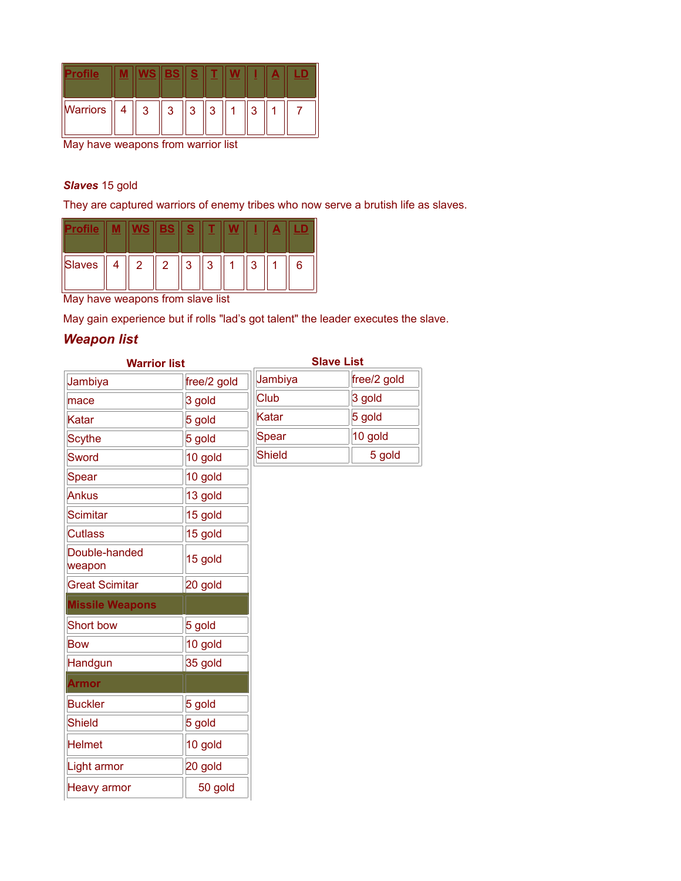| Profile | M | WS | BS | S | T | W | I | A | LD |
|---|---|---|---|---|---|---|---|---|---|
| Warriors | 4 | 3 | 3 | 3 | 3 | 1 | 3 | 1 | 7 |

May have weapons from warrior list

***Slaves*** 15 gold

They are captured warriors of enemy tribes who now serve a brutish life as slaves.

| Profile | M | WS | BS | S | T | W | I | A | LD |
|---|---|---|---|---|---|---|---|---|---|
| Slaves | 4 | 2 | 2 | 3 | 3 | 1 | 3 | 1 | 6 |

May have weapons from slave list

May gain experience but if rolls "lad's got talent" the leader executes the slave.

## *Weapon list*

**Warrior list**

| | |
|---|---|
| Jambiya | free/2 gold |
| mace | 3 gold |
| Katar | 5 gold |
| Scythe | 5 gold |
| Sword | 10 gold |
| Spear | 10 gold |
| Ankus | 13 gold |
| Scimitar | 15 gold |
| Cutlass | 15 gold |
| Double-handed weapon | 15 gold |
| Great Scimitar | 20 gold |
| **Missile Weapons** | |
| Short bow | 5 gold |
| Bow | 10 gold |
| Handgun | 35 gold |
| **Armor** | |
| Buckler | 5 gold |
| Shield | 5 gold |
| Helmet | 10 gold |
| Light armor | 20 gold |
| Heavy armor | 50 gold |

**Slave List**

| | |
|---|---|
| Jambiya | free/2 gold |
| Club | 3 gold |
| Katar | 5 gold |
| Spear | 10 gold |
| Shield | 5 gold |